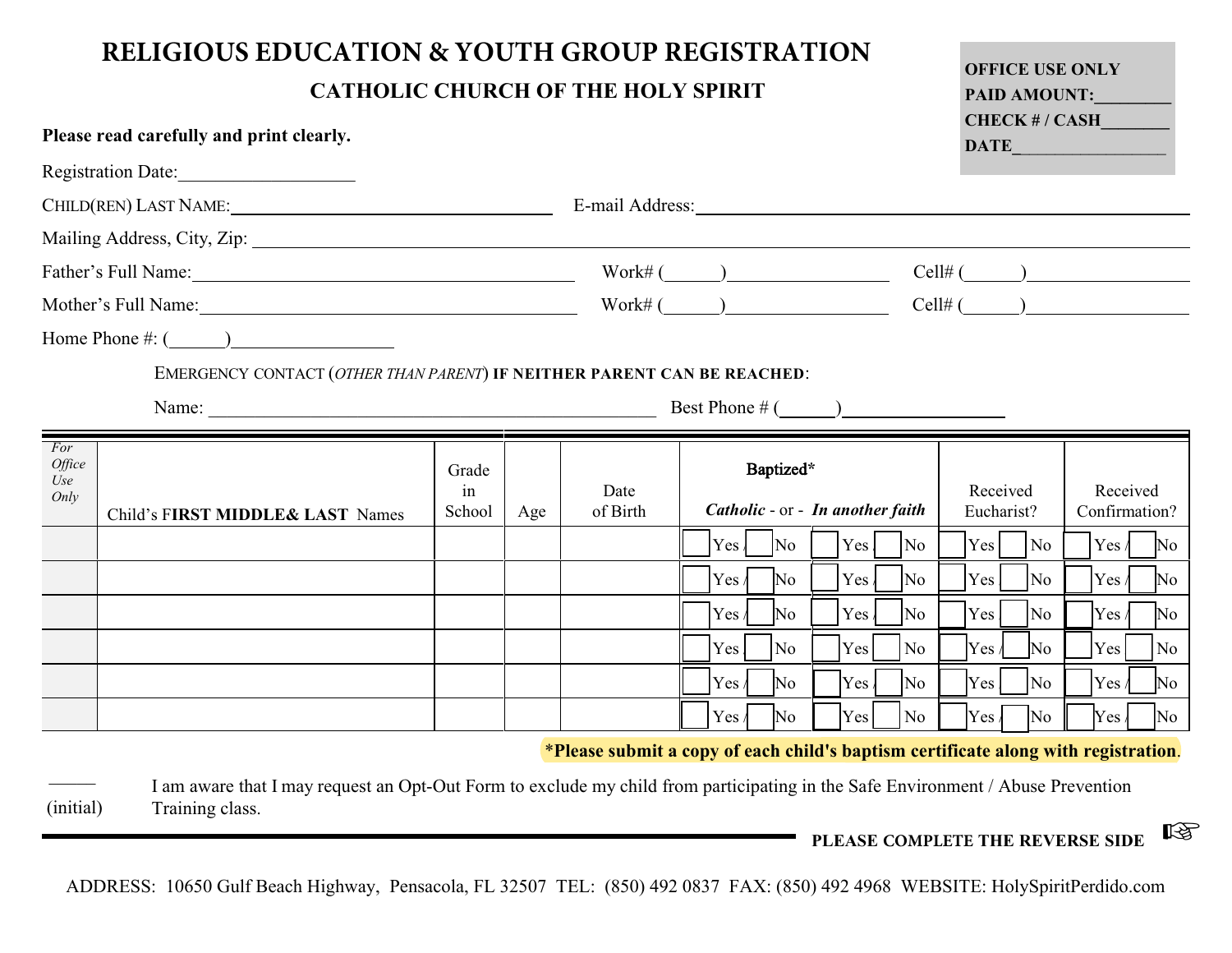# RELIGIOUS EDUCATION & YOUTH GROUP REGISTRATION

## CATHOLIC CHURCH OF THE HOLY SPIRIT

**OFFICE USE ONLY**
**PAID AMOUNT:________**
**CHECK # / CASH_______**
**DATE_________________**

**Please read carefully and print clearly.**

Registration Date:___________________

CHILD(REN) LAST NAME:_______________________________ E-mail Address:_______________________________________

Mailing Address, City, Zip: ______________________________________________________________________________

Father's Full Name:_______________________________________ Work# (______)_________________ Cell# (______)__________________

Mother's Full Name:_______________________________________ Work# (______)_________________ Cell# (______)__________________

Home Phone #: (______)_________________

EMERGENCY CONTACT (*OTHER THAN PARENT*) **IF NEITHER PARENT CAN BE REACHED**:

Name: _______________________________________________ Best Phone # (______)_________________

| *For Office Use Only* | Child's F**IRST MIDDLE& LAST** Names | Grade in School | Age | Date of Birth | **Baptized*** *Catholic* | - or - *In another faith* | Received Eucharist? | Received Confirmation? |
|---|---|---|---|---|---|---|---|---|
| | | | | | ☐ Yes / ☐ No | ☐ Yes / ☐ No | ☐ Yes ☐ No | ☐ Yes / ☐ No |
| | | | | | ☐ Yes / ☐ No | ☐ Yes / ☐ No | ☐ Yes ☐ No | ☐ Yes / ☐ No |
| | | | | | ☐ Yes / ☐ No | ☐ Yes / ☐ No | ☐ Yes ☐ No | ☐ Yes / ☐ No |
| | | | | | ☐ Yes ☐ No | ☐ Yes ☐ No | ☐ Yes / ☐ No | ☐ Yes ☐ No |
| | | | | | ☐ Yes / ☐ No | ☐ Yes / ☐ No | ☐ Yes ☐ No | ☐ Yes / ☐ No |
| | | | | | ☐ Yes / ☐ No | ☐ Yes ☐ No | ☐ Yes / ☐ No | ☐ Yes / ☐ No |

***Please submit a copy of each child's baptism certificate along with registration**.

_____ (initial) I am aware that I may request an Opt-Out Form to exclude my child from participating in the Safe Environment / Abuse Prevention Training class.

**PLEASE COMPLETE THE REVERSE SIDE** ☞

ADDRESS: 10650 Gulf Beach Highway, Pensacola, FL 32507 TEL: (850) 492 0837 FAX: (850) 492 4968 WEBSITE: HolySpiritPerdido.com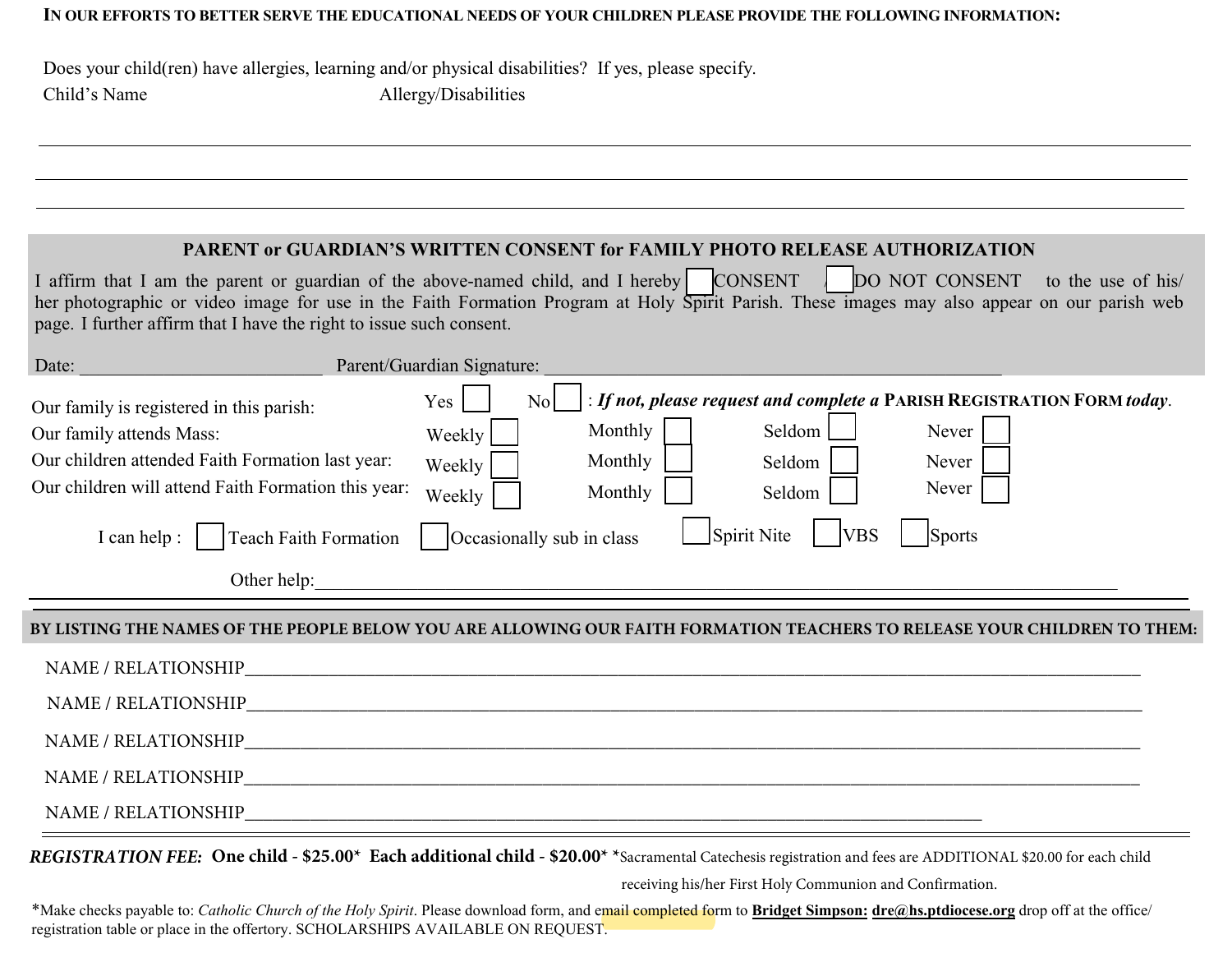**IN OUR EFFORTS TO BETTER SERVE THE EDUCATIONAL NEEDS OF YOUR CHILDREN PLEASE PROVIDE THE FOLLOWING INFORMATION:**

Does your child(ren) have allergies, learning and/or physical disabilities? If yes, please specify.

Child's Name                                        Allergy/Disabilities

______________________________________________________________________________

______________________________________________________________________________

______________________________________________________________________________

## PARENT or GUARDIAN'S WRITTEN CONSENT for FAMILY PHOTO RELEASE AUTHORIZATION

I affirm that I am the parent or guardian of the above-named child, and I hereby ☐ CONSENT / ☐ DO NOT CONSENT to the use of his/her photographic or video image for use in the Faith Formation Program at Holy Spirit Parish. These images may also appear on our parish web page. I further affirm that I have the right to issue such consent.

Date: ___________________________ Parent/Guardian Signature: ___________________________________________________

Our family is registered in this parish: Yes ☐ No ☐ : ***If not, please request and complete a* PARISH REGISTRATION FORM *today*.**

| | | | | |
|---|---|---|---|---|
| Our family attends Mass: | Weekly ☐ | Monthly ☐ | Seldom ☐ | Never ☐ |
| Our children attended Faith Formation last year: | Weekly ☐ | Monthly ☐ | Seldom ☐ | Never ☐ |
| Our children will attend Faith Formation this year: | Weekly ☐ | Monthly ☐ | Seldom ☐ | Never ☐ |

I can help : ☐ Teach Faith Formation ☐ Occasionally sub in class ☐ Spirit Nite ☐ VBS ☐ Sports

Other help:_______________________________________________________________________________________

**BY LISTING THE NAMES OF THE PEOPLE BELOW YOU ARE ALLOWING OUR FAITH FORMATION TEACHERS TO RELEASE YOUR CHILDREN TO THEM:**

NAME / RELATIONSHIP_____________________________________________________________________________

NAME / RELATIONSHIP_____________________________________________________________________________

NAME / RELATIONSHIP_____________________________________________________________________________

NAME / RELATIONSHIP_____________________________________________________________________________

NAME / RELATIONSHIP_____________________________________________________________________________

***REGISTRATION FEE:*** **One child - $25.00\*  Each additional child - $20.00\*** \*Sacramental Catechesis registration and fees are ADDITIONAL $20.00 for each child receiving his/her First Holy Communion and Confirmation.

\*Make checks payable to: *Catholic Church of the Holy Spirit*. Please download form, and email completed form to **Bridget Simpson: dre@hs.ptdiocese.org** drop off at the office/registration table or place in the offertory. SCHOLARSHIPS AVAILABLE ON REQUEST.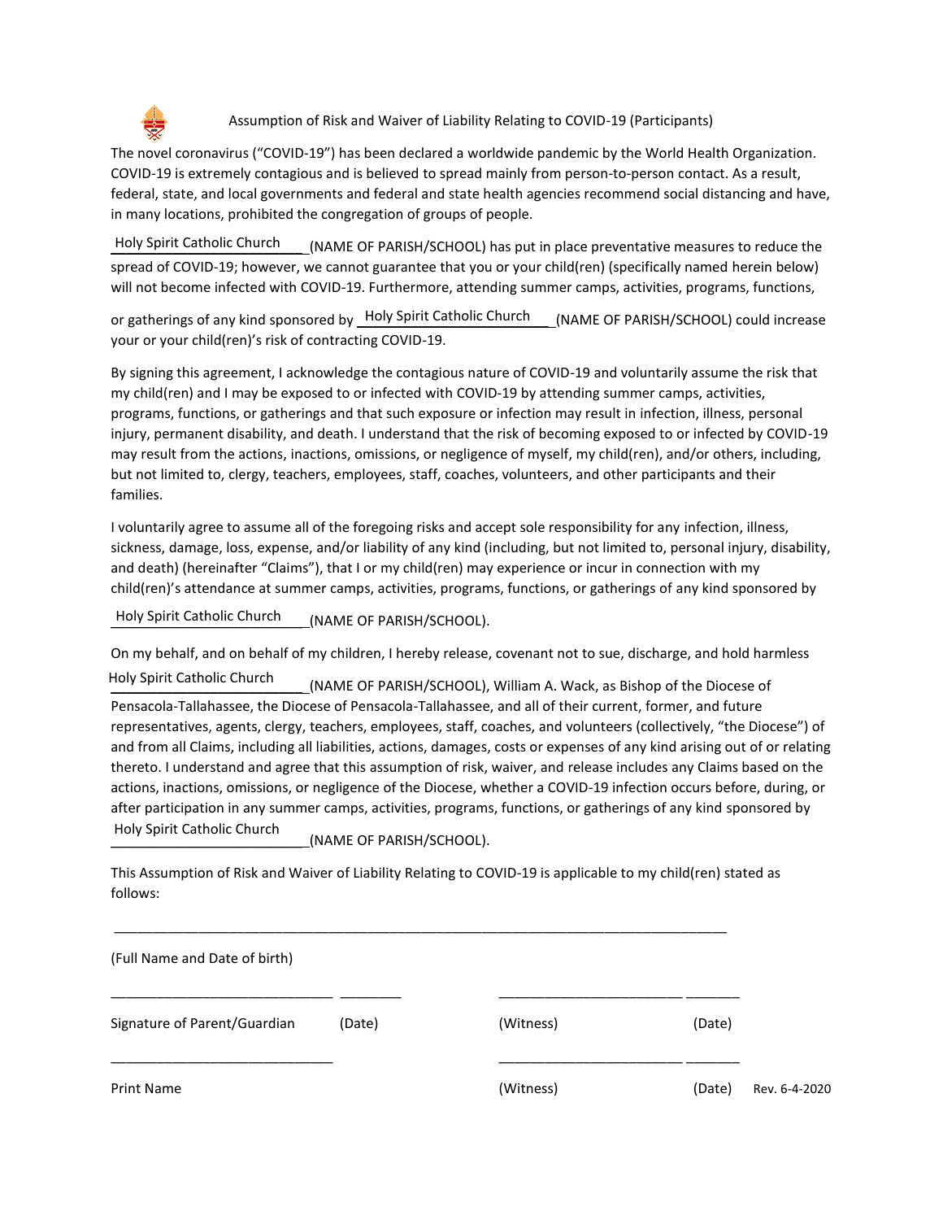# Assumption of Risk and Waiver of Liability Relating to COVID-19 (Participants)

The novel coronavirus ("COVID-19") has been declared a worldwide pandemic by the World Health Organization. COVID-19 is extremely contagious and is believed to spread mainly from person-to-person contact. As a result, federal, state, and local governments and federal and state health agencies recommend social distancing and have, in many locations, prohibited the congregation of groups of people.

Holy Spirit Catholic Church (NAME OF PARISH/SCHOOL) has put in place preventative measures to reduce the spread of COVID-19; however, we cannot guarantee that you or your child(ren) (specifically named herein below) will not become infected with COVID-19. Furthermore, attending summer camps, activities, programs, functions, or gatherings of any kind sponsored by Holy Spirit Catholic Church (NAME OF PARISH/SCHOOL) could increase your or your child(ren)'s risk of contracting COVID-19.

By signing this agreement, I acknowledge the contagious nature of COVID-19 and voluntarily assume the risk that my child(ren) and I may be exposed to or infected with COVID-19 by attending summer camps, activities, programs, functions, or gatherings and that such exposure or infection may result in infection, illness, personal injury, permanent disability, and death. I understand that the risk of becoming exposed to or infected by COVID-19 may result from the actions, inactions, omissions, or negligence of myself, my child(ren), and/or others, including, but not limited to, clergy, teachers, employees, staff, coaches, volunteers, and other participants and their families.

I voluntarily agree to assume all of the foregoing risks and accept sole responsibility for any infection, illness, sickness, damage, loss, expense, and/or liability of any kind (including, but not limited to, personal injury, disability, and death) (hereinafter "Claims"), that I or my child(ren) may experience or incur in connection with my child(ren)'s attendance at summer camps, activities, programs, functions, or gatherings of any kind sponsored by Holy Spirit Catholic Church (NAME OF PARISH/SCHOOL).

On my behalf, and on behalf of my children, I hereby release, covenant not to sue, discharge, and hold harmless Holy Spirit Catholic Church (NAME OF PARISH/SCHOOL), William A. Wack, as Bishop of the Diocese of Pensacola-Tallahassee, the Diocese of Pensacola-Tallahassee, and all of their current, former, and future representatives, agents, clergy, teachers, employees, staff, coaches, and volunteers (collectively, "the Diocese") of and from all Claims, including all liabilities, actions, damages, costs or expenses of any kind arising out of or relating thereto. I understand and agree that this assumption of risk, waiver, and release includes any Claims based on the actions, inactions, omissions, or negligence of the Diocese, whether a COVID-19 infection occurs before, during, or after participation in any summer camps, activities, programs, functions, or gatherings of any kind sponsored by Holy Spirit Catholic Church (NAME OF PARISH/SCHOOL).

This Assumption of Risk and Waiver of Liability Relating to COVID-19 is applicable to my child(ren) stated as follows:

\_\_\_\_\_\_\_\_\_\_\_\_\_\_\_\_\_\_\_\_\_\_\_\_\_\_\_\_\_\_\_\_\_\_\_\_\_\_\_\_\_\_\_\_\_\_\_\_\_\_\_\_\_\_\_\_\_\_\_\_

(Full Name and Date of birth)

\_\_\_\_\_\_\_\_\_\_\_\_\_\_\_\_\_\_\_\_\_\_\_\_ \_\_\_\_\_\_\_\_ \_\_\_\_\_\_\_\_\_\_\_\_\_\_\_\_\_\_\_\_\_\_\_\_ \_\_\_\_\_\_\_\_

Signature of Parent/Guardian (Date) (Witness) (Date)

\_\_\_\_\_\_\_\_\_\_\_\_\_\_\_\_\_\_\_\_\_\_\_\_ \_\_\_\_\_\_\_\_\_\_\_\_\_\_\_\_\_\_\_\_\_\_\_\_ \_\_\_\_\_\_\_\_

Print Name (Witness) (Date)

Rev. 6-4-2020